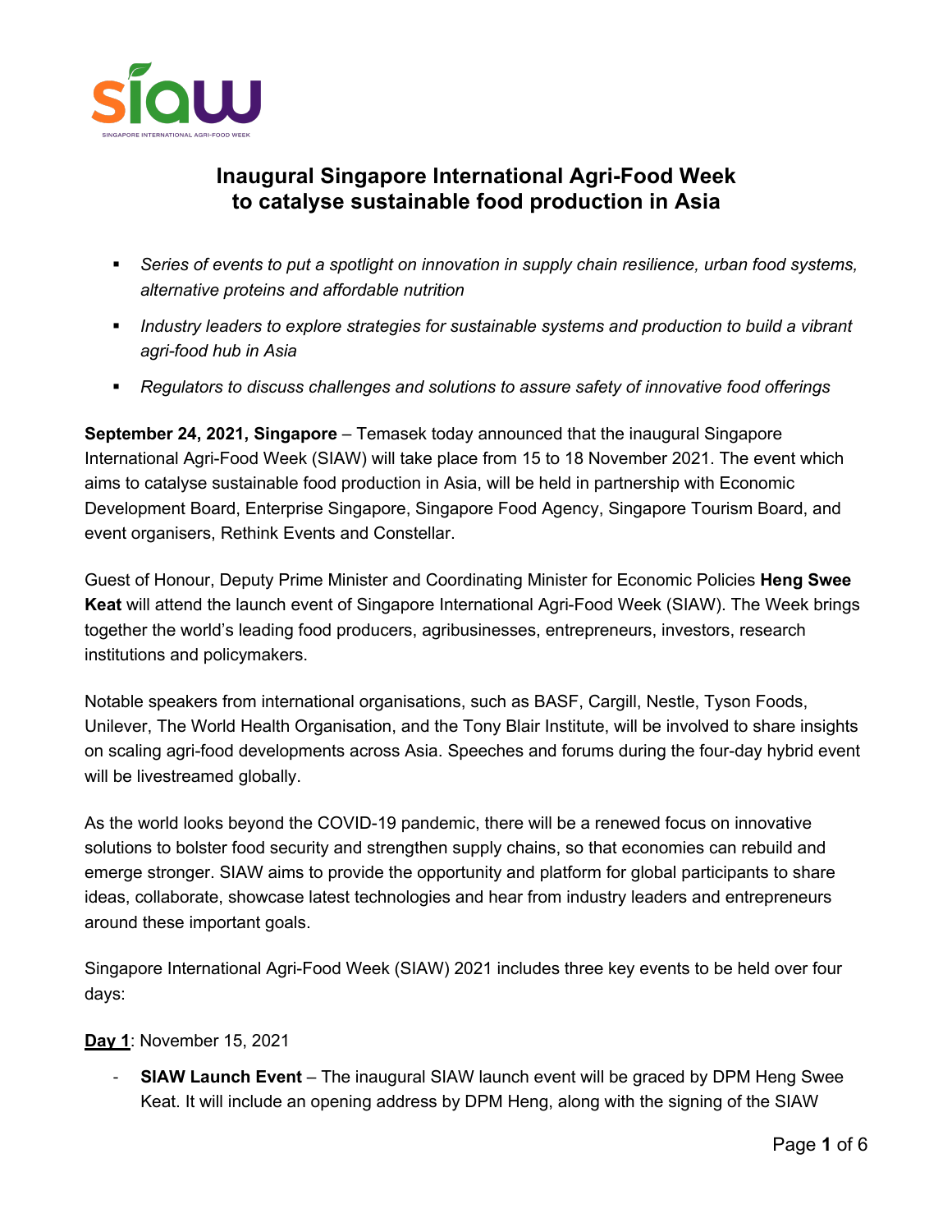# Inaugural Singapore International Agri-Food Week to catalyse sustainable food production in Asia

- *Series of events to put a spotlight on innovation in supply chain resilience, urban food systems, alternative proteins and affordable nutrition*
- *Industry leaders to explore strategies for sustainable systems and production to build a vibrant agri-food hub in Asia*
- *Regulators to discuss challenges and solutions to assure safety of innovative food offerings*

**September 24, 2021, Singapore** – Temasek today announced that the inaugural Singapore International Agri-Food Week (SIAW) will take place from 15 to 18 November 2021. The event which aims to catalyse sustainable food production in Asia, will be held in partnership with Economic Development Board, Enterprise Singapore, Singapore Food Agency, Singapore Tourism Board, and event organisers, Rethink Events and Constellar.

Guest of Honour, Deputy Prime Minister and Coordinating Minister for Economic Policies **Heng Swee Keat** will attend the launch event of Singapore International Agri-Food Week (SIAW). The Week brings together the world's leading food producers, agribusinesses, entrepreneurs, investors, research institutions and policymakers.

Notable speakers from international organisations, such as BASF, Cargill, Nestle, Tyson Foods, Unilever, The World Health Organisation, and the Tony Blair Institute, will be involved to share insights on scaling agri-food developments across Asia. Speeches and forums during the four-day hybrid event will be livestreamed globally.

As the world looks beyond the COVID-19 pandemic, there will be a renewed focus on innovative solutions to bolster food security and strengthen supply chains, so that economies can rebuild and emerge stronger. SIAW aims to provide the opportunity and platform for global participants to share ideas, collaborate, showcase latest technologies and hear from industry leaders and entrepreneurs around these important goals.

Singapore International Agri-Food Week (SIAW) 2021 includes three key events to be held over four days:

**Day 1**: November 15, 2021

- **SIAW Launch Event** – The inaugural SIAW launch event will be graced by DPM Heng Swee Keat. It will include an opening address by DPM Heng, along with the signing of the SIAW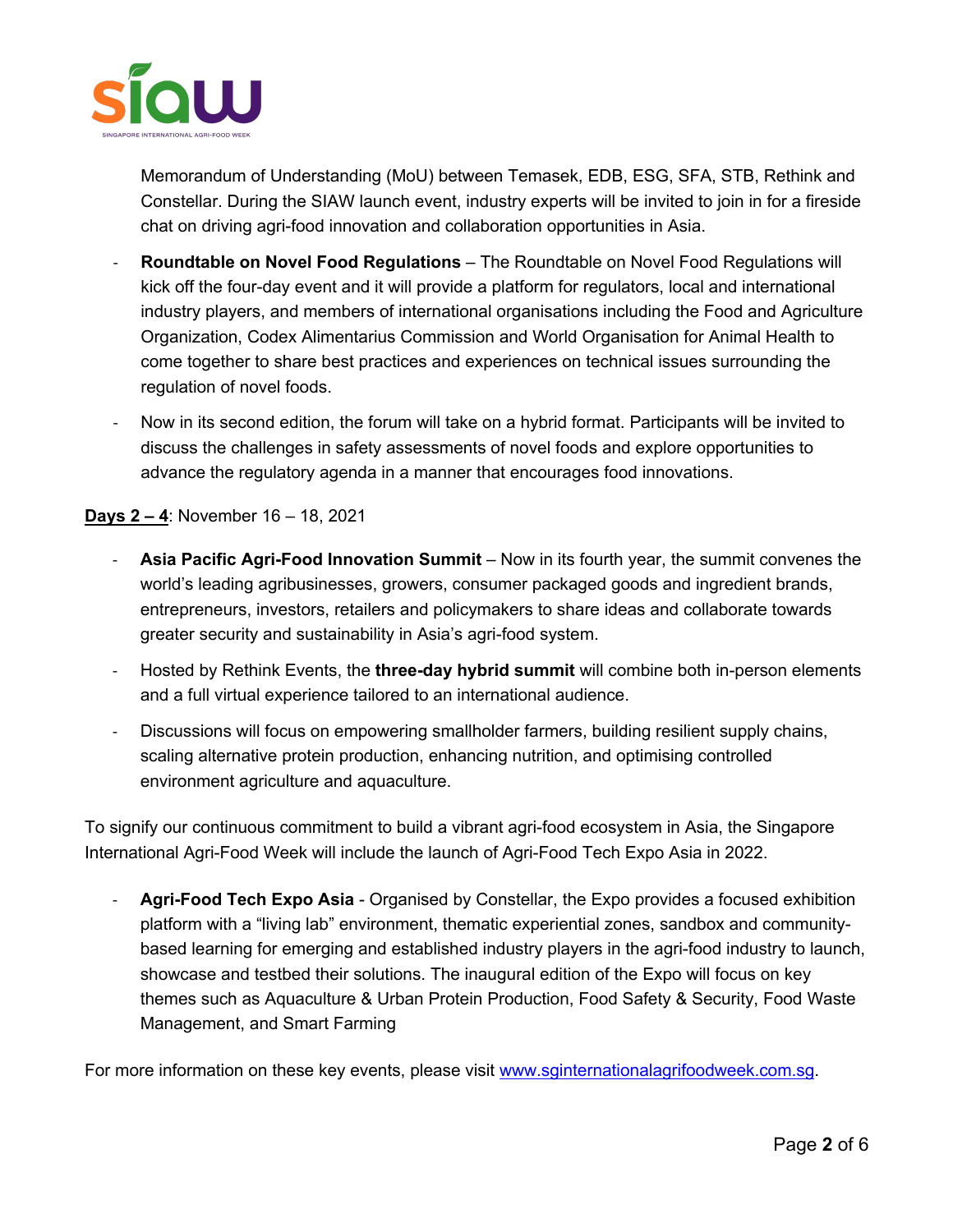Memorandum of Understanding (MoU) between Temasek, EDB, ESG, SFA, STB, Rethink and Constellar. During the SIAW launch event, industry experts will be invited to join in for a fireside chat on driving agri-food innovation and collaboration opportunities in Asia.

- **Roundtable on Novel Food Regulations** – The Roundtable on Novel Food Regulations will kick off the four-day event and it will provide a platform for regulators, local and international industry players, and members of international organisations including the Food and Agriculture Organization, Codex Alimentarius Commission and World Organisation for Animal Health to come together to share best practices and experiences on technical issues surrounding the regulation of novel foods.
- Now in its second edition, the forum will take on a hybrid format. Participants will be invited to discuss the challenges in safety assessments of novel foods and explore opportunities to advance the regulatory agenda in a manner that encourages food innovations.

**Days 2 – 4**: November 16 – 18, 2021

- **Asia Pacific Agri-Food Innovation Summit** – Now in its fourth year, the summit convenes the world's leading agribusinesses, growers, consumer packaged goods and ingredient brands, entrepreneurs, investors, retailers and policymakers to share ideas and collaborate towards greater security and sustainability in Asia's agri-food system.
- Hosted by Rethink Events, the **three-day hybrid summit** will combine both in-person elements and a full virtual experience tailored to an international audience.
- Discussions will focus on empowering smallholder farmers, building resilient supply chains, scaling alternative protein production, enhancing nutrition, and optimising controlled environment agriculture and aquaculture.

To signify our continuous commitment to build a vibrant agri-food ecosystem in Asia, the Singapore International Agri-Food Week will include the launch of Agri-Food Tech Expo Asia in 2022.

- **Agri-Food Tech Expo Asia** - Organised by Constellar, the Expo provides a focused exhibition platform with a "living lab" environment, thematic experiential zones, sandbox and community-based learning for emerging and established industry players in the agri-food industry to launch, showcase and testbed their solutions. The inaugural edition of the Expo will focus on key themes such as Aquaculture & Urban Protein Production, Food Safety & Security, Food Waste Management, and Smart Farming

For more information on these key events, please visit www.sginternationalagrifoodweek.com.sg.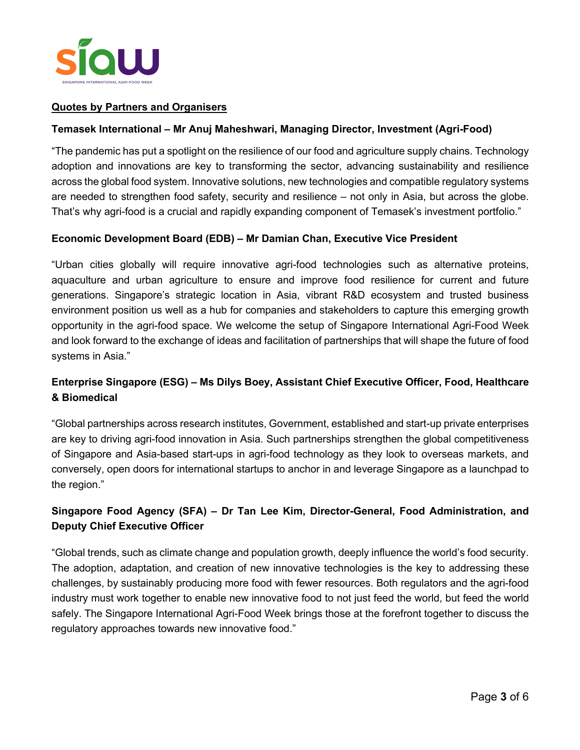## Quotes by Partners and Organisers

**Temasek International – Mr Anuj Maheshwari, Managing Director, Investment (Agri-Food)**

"The pandemic has put a spotlight on the resilience of our food and agriculture supply chains. Technology adoption and innovations are key to transforming the sector, advancing sustainability and resilience across the global food system. Innovative solutions, new technologies and compatible regulatory systems are needed to strengthen food safety, security and resilience – not only in Asia, but across the globe. That's why agri-food is a crucial and rapidly expanding component of Temasek's investment portfolio."

**Economic Development Board (EDB) – Mr Damian Chan, Executive Vice President**

"Urban cities globally will require innovative agri-food technologies such as alternative proteins, aquaculture and urban agriculture to ensure and improve food resilience for current and future generations. Singapore's strategic location in Asia, vibrant R&D ecosystem and trusted business environment position us well as a hub for companies and stakeholders to capture this emerging growth opportunity in the agri-food space. We welcome the setup of Singapore International Agri-Food Week and look forward to the exchange of ideas and facilitation of partnerships that will shape the future of food systems in Asia."

**Enterprise Singapore (ESG) – Ms Dilys Boey, Assistant Chief Executive Officer, Food, Healthcare & Biomedical**

"Global partnerships across research institutes, Government, established and start-up private enterprises are key to driving agri-food innovation in Asia. Such partnerships strengthen the global competitiveness of Singapore and Asia-based start-ups in agri-food technology as they look to overseas markets, and conversely, open doors for international startups to anchor in and leverage Singapore as a launchpad to the region."

**Singapore Food Agency (SFA) – Dr Tan Lee Kim, Director-General, Food Administration, and Deputy Chief Executive Officer**

"Global trends, such as climate change and population growth, deeply influence the world's food security. The adoption, adaptation, and creation of new innovative technologies is the key to addressing these challenges, by sustainably producing more food with fewer resources. Both regulators and the agri-food industry must work together to enable new innovative food to not just feed the world, but feed the world safely. The Singapore International Agri-Food Week brings those at the forefront together to discuss the regulatory approaches towards new innovative food."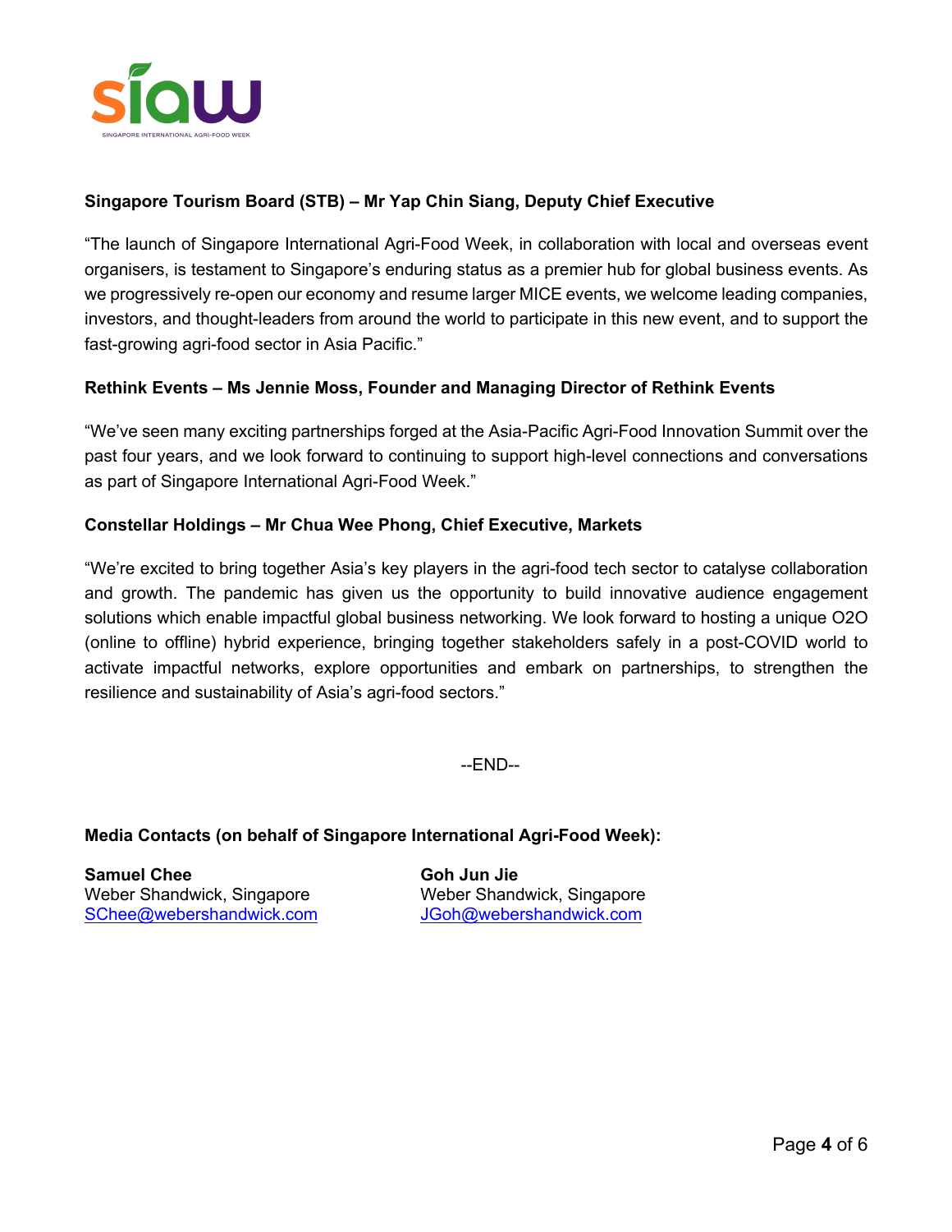**Singapore Tourism Board (STB) – Mr Yap Chin Siang, Deputy Chief Executive**

"The launch of Singapore International Agri-Food Week, in collaboration with local and overseas event organisers, is testament to Singapore's enduring status as a premier hub for global business events. As we progressively re-open our economy and resume larger MICE events, we welcome leading companies, investors, and thought-leaders from around the world to participate in this new event, and to support the fast-growing agri-food sector in Asia Pacific."

**Rethink Events – Ms Jennie Moss, Founder and Managing Director of Rethink Events**

"We've seen many exciting partnerships forged at the Asia-Pacific Agri-Food Innovation Summit over the past four years, and we look forward to continuing to support high-level connections and conversations as part of Singapore International Agri-Food Week."

**Constellar Holdings – Mr Chua Wee Phong, Chief Executive, Markets**

"We're excited to bring together Asia's key players in the agri-food tech sector to catalyse collaboration and growth. The pandemic has given us the opportunity to build innovative audience engagement solutions which enable impactful global business networking. We look forward to hosting a unique O2O (online to offline) hybrid experience, bringing together stakeholders safely in a post-COVID world to activate impactful networks, explore opportunities and embark on partnerships, to strengthen the resilience and sustainability of Asia's agri-food sectors."

--END--

**Media Contacts (on behalf of Singapore International Agri-Food Week):**

**Samuel Chee**
Weber Shandwick, Singapore
SChee@webershandwick.com

**Goh Jun Jie**
Weber Shandwick, Singapore
JGoh@webershandwick.com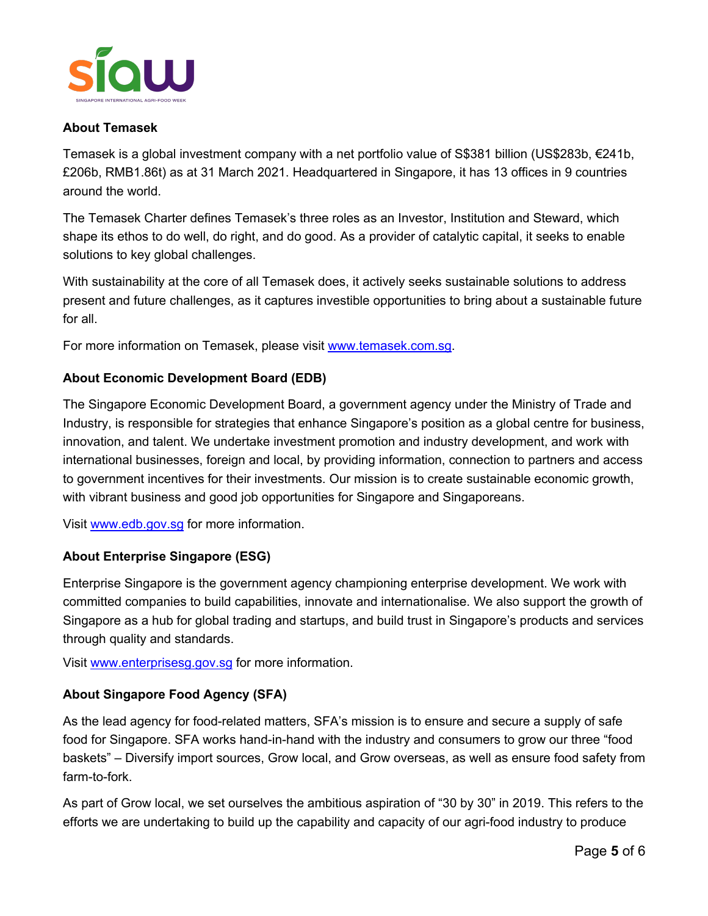**About Temasek**

Temasek is a global investment company with a net portfolio value of S$381 billion (US$283b, €241b, £206b, RMB1.86t) as at 31 March 2021. Headquartered in Singapore, it has 13 offices in 9 countries around the world.

The Temasek Charter defines Temasek's three roles as an Investor, Institution and Steward, which shape its ethos to do well, do right, and do good. As a provider of catalytic capital, it seeks to enable solutions to key global challenges.

With sustainability at the core of all Temasek does, it actively seeks sustainable solutions to address present and future challenges, as it captures investible opportunities to bring about a sustainable future for all.

For more information on Temasek, please visit [www.temasek.com.sg](http://www.temasek.com.sg).

**About Economic Development Board (EDB)**

The Singapore Economic Development Board, a government agency under the Ministry of Trade and Industry, is responsible for strategies that enhance Singapore's position as a global centre for business, innovation, and talent. We undertake investment promotion and industry development, and work with international businesses, foreign and local, by providing information, connection to partners and access to government incentives for their investments. Our mission is to create sustainable economic growth, with vibrant business and good job opportunities for Singapore and Singaporeans.

Visit [www.edb.gov.sg](http://www.edb.gov.sg) for more information.

**About Enterprise Singapore (ESG)**

Enterprise Singapore is the government agency championing enterprise development. We work with committed companies to build capabilities, innovate and internationalise. We also support the growth of Singapore as a hub for global trading and startups, and build trust in Singapore's products and services through quality and standards.

Visit [www.enterprisesg.gov.sg](http://www.enterprisesg.gov.sg) for more information.

**About Singapore Food Agency (SFA)**

As the lead agency for food-related matters, SFA's mission is to ensure and secure a supply of safe food for Singapore. SFA works hand-in-hand with the industry and consumers to grow our three "food baskets" – Diversify import sources, Grow local, and Grow overseas, as well as ensure food safety from farm-to-fork.

As part of Grow local, we set ourselves the ambitious aspiration of "30 by 30" in 2019. This refers to the efforts we are undertaking to build up the capability and capacity of our agri-food industry to produce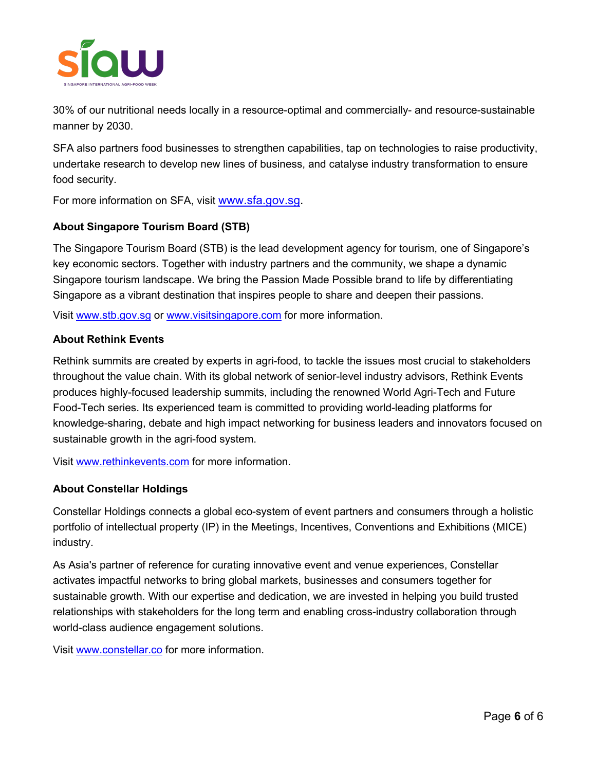30% of our nutritional needs locally in a resource-optimal and commercially- and resource-sustainable manner by 2030.

SFA also partners food businesses to strengthen capabilities, tap on technologies to raise productivity, undertake research to develop new lines of business, and catalyse industry transformation to ensure food security.

For more information on SFA, visit [www.sfa.gov.sg](http://www.sfa.gov.sg).

**About Singapore Tourism Board (STB)**

The Singapore Tourism Board (STB) is the lead development agency for tourism, one of Singapore's key economic sectors. Together with industry partners and the community, we shape a dynamic Singapore tourism landscape. We bring the Passion Made Possible brand to life by differentiating Singapore as a vibrant destination that inspires people to share and deepen their passions.

Visit [www.stb.gov.sg](http://www.stb.gov.sg) or [www.visitsingapore.com](http://www.visitsingapore.com) for more information.

**About Rethink Events**

Rethink summits are created by experts in agri-food, to tackle the issues most crucial to stakeholders throughout the value chain. With its global network of senior-level industry advisors, Rethink Events produces highly-focused leadership summits, including the renowned World Agri-Tech and Future Food-Tech series. Its experienced team is committed to providing world-leading platforms for knowledge-sharing, debate and high impact networking for business leaders and innovators focused on sustainable growth in the agri-food system.

Visit [www.rethinkevents.com](http://www.rethinkevents.com) for more information.

**About Constellar Holdings**

Constellar Holdings connects a global eco-system of event partners and consumers through a holistic portfolio of intellectual property (IP) in the Meetings, Incentives, Conventions and Exhibitions (MICE) industry.

As Asia's partner of reference for curating innovative event and venue experiences, Constellar activates impactful networks to bring global markets, businesses and consumers together for sustainable growth. With our expertise and dedication, we are invested in helping you build trusted relationships with stakeholders for the long term and enabling cross-industry collaboration through world-class audience engagement solutions.

Visit [www.constellar.co](http://www.constellar.co) for more information.